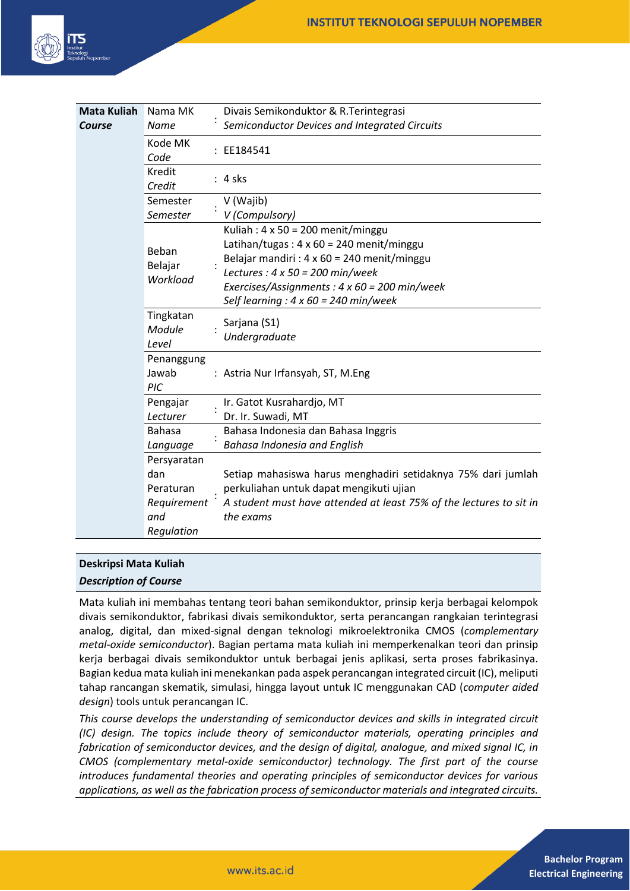| Mata Kuliah *Course* | | | |
|---|---|---|---|
| | Nama MK *Name* | : | Divais Semikonduktor & R.Terintegrasi *Semiconductor Devices and Integrated Circuits* |
| | Kode MK *Code* | : | EE184541 |
| | Kredit *Credit* | : | 4 sks |
| | Semester *Semester* | : | V (Wajib) *V (Compulsory)* |
| | Beban Belajar *Workload* | : | Kuliah : 4 x 50 = 200 menit/minggu<br>Latihan/tugas : 4 x 60 = 240 menit/minggu<br>Belajar mandiri : 4 x 60 = 240 menit/minggu<br>*Lectures : 4 x 50 = 200 min/week*<br>*Exercises/Assignments : 4 x 60 = 200 min/week*<br>*Self learning : 4 x 60 = 240 min/week* |
| | Tingkatan *Module Level* | : | Sarjana (S1) *Undergraduate* |
| | Penanggung Jawab *PIC* | : | Astria Nur Irfansyah, ST, M.Eng |
| | Pengajar *Lecturer* | : | Ir. Gatot Kusrahardjo, MT<br>Dr. Ir. Suwadi, MT |
| | Bahasa *Language* | : | Bahasa Indonesia dan Bahasa Inggris *Bahasa Indonesia and English* |
| | Persyaratan dan Peraturan *Requirement and Regulation* | : | Setiap mahasiswa harus menghadiri setidaknya 75% dari jumlah perkuliahan untuk dapat mengikuti ujian<br>*A student must have attended at least 75% of the lectures to sit in the exams* |

**Deskripsi Mata Kuliah**
***Description of Course***

Mata kuliah ini membahas tentang teori bahan semikonduktor, prinsip kerja berbagai kelompok divais semikonduktor, fabrikasi divais semikonduktor, serta perancangan rangkaian terintegrasi analog, digital, dan mixed-signal dengan teknologi mikroelektronika CMOS (*complementary metal-oxide semiconductor*). Bagian pertama mata kuliah ini memperkenalkan teori dan prinsip kerja berbagai divais semikonduktor untuk berbagai jenis aplikasi, serta proses fabrikasinya. Bagian kedua mata kuliah ini menekankan pada aspek perancangan integrated circuit (IC), meliputi tahap rancangan skematik, simulasi, hingga layout untuk IC menggunakan CAD (*computer aided design*) tools untuk perancangan IC.

*This course develops the understanding of semiconductor devices and skills in integrated circuit (IC) design. The topics include theory of semiconductor materials, operating principles and fabrication of semiconductor devices, and the design of digital, analogue, and mixed signal IC, in CMOS (complementary metal-oxide semiconductor) technology. The first part of the course introduces fundamental theories and operating principles of semiconductor devices for various applications, as well as the fabrication process of semiconductor materials and integrated circuits.*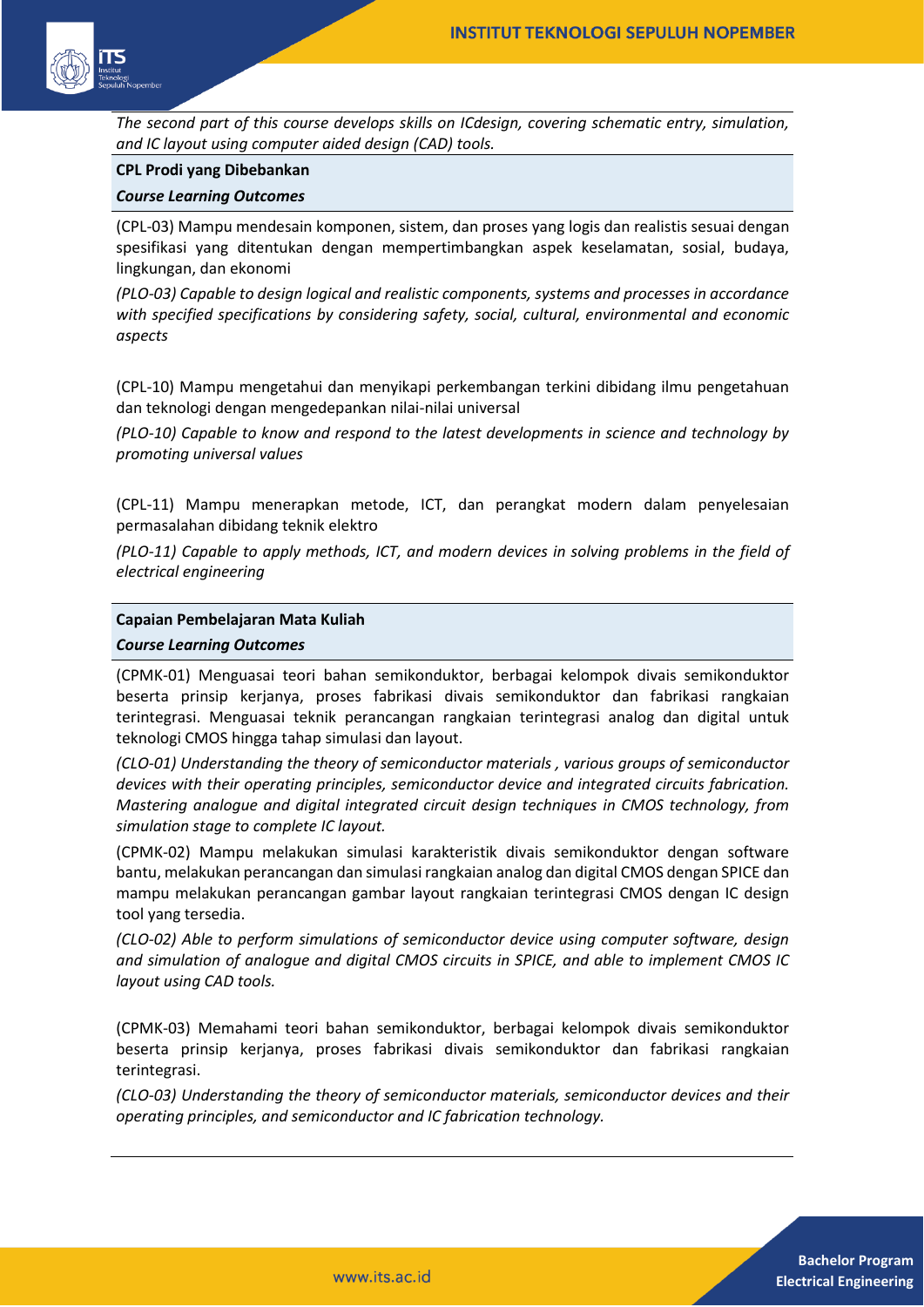*The second part of this course develops skills on ICdesign, covering schematic entry, simulation, and IC layout using computer aided design (CAD) tools.*

**CPL Prodi yang Dibebankan**

***Course Learning Outcomes***

(CPL-03) Mampu mendesain komponen, sistem, dan proses yang logis dan realistis sesuai dengan spesifikasi yang ditentukan dengan mempertimbangkan aspek keselamatan, sosial, budaya, lingkungan, dan ekonomi

*(PLO-03) Capable to design logical and realistic components, systems and processes in accordance with specified specifications by considering safety, social, cultural, environmental and economic aspects*

(CPL-10) Mampu mengetahui dan menyikapi perkembangan terkini dibidang ilmu pengetahuan dan teknologi dengan mengedepankan nilai-nilai universal

*(PLO-10) Capable to know and respond to the latest developments in science and technology by promoting universal values*

(CPL-11) Mampu menerapkan metode, ICT, dan perangkat modern dalam penyelesaian permasalahan dibidang teknik elektro

*(PLO-11) Capable to apply methods, ICT, and modern devices in solving problems in the field of electrical engineering*

**Capaian Pembelajaran Mata Kuliah**

***Course Learning Outcomes***

(CPMK-01) Menguasai teori bahan semikonduktor, berbagai kelompok divais semikonduktor beserta prinsip kerjanya, proses fabrikasi divais semikonduktor dan fabrikasi rangkaian terintegrasi. Menguasai teknik perancangan rangkaian terintegrasi analog dan digital untuk teknologi CMOS hingga tahap simulasi dan layout.

*(CLO-01) Understanding the theory of semiconductor materials , various groups of semiconductor devices with their operating principles, semiconductor device and integrated circuits fabrication. Mastering analogue and digital integrated circuit design techniques in CMOS technology, from simulation stage to complete IC layout.*

(CPMK-02) Mampu melakukan simulasi karakteristik divais semikonduktor dengan software bantu, melakukan perancangan dan simulasi rangkaian analog dan digital CMOS dengan SPICE dan mampu melakukan perancangan gambar layout rangkaian terintegrasi CMOS dengan IC design tool yang tersedia.

*(CLO-02) Able to perform simulations of semiconductor device using computer software, design and simulation of analogue and digital CMOS circuits in SPICE, and able to implement CMOS IC layout using CAD tools.*

(CPMK-03) Memahami teori bahan semikonduktor, berbagai kelompok divais semikonduktor beserta prinsip kerjanya, proses fabrikasi divais semikonduktor dan fabrikasi rangkaian terintegrasi.

*(CLO-03) Understanding the theory of semiconductor materials, semiconductor devices and their operating principles, and semiconductor and IC fabrication technology.*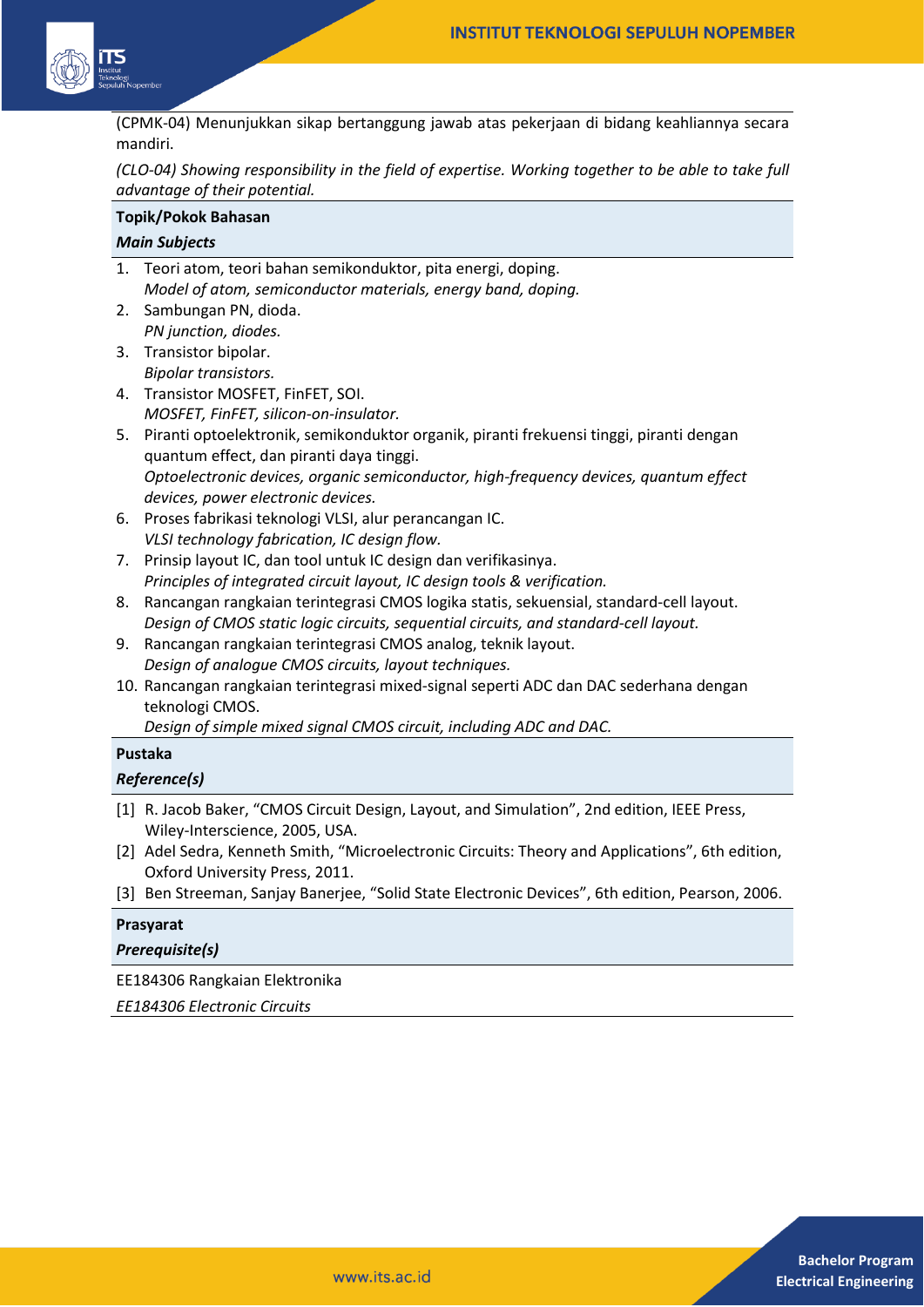(CPMK-04) Menunjukkan sikap bertanggung jawab atas pekerjaan di bidang keahliannya secara mandiri.

*(CLO-04) Showing responsibility in the field of expertise. Working together to be able to take full advantage of their potential.*

**Topik/Pokok Bahasan**

***Main Subjects***

1. Teori atom, teori bahan semikonduktor, pita energi, doping.
   *Model of atom, semiconductor materials, energy band, doping.*
2. Sambungan PN, dioda.
   *PN junction, diodes.*
3. Transistor bipolar.
   *Bipolar transistors.*
4. Transistor MOSFET, FinFET, SOI.
   *MOSFET, FinFET, silicon-on-insulator.*
5. Piranti optoelektronik, semikonduktor organik, piranti frekuensi tinggi, piranti dengan quantum effect, dan piranti daya tinggi.
   *Optoelectronic devices, organic semiconductor, high-frequency devices, quantum effect devices, power electronic devices.*
6. Proses fabrikasi teknologi VLSI, alur perancangan IC.
   *VLSI technology fabrication, IC design flow.*
7. Prinsip layout IC, dan tool untuk IC design dan verifikasinya.
   *Principles of integrated circuit layout, IC design tools & verification.*
8. Rancangan rangkaian terintegrasi CMOS logika statis, sekuensial, standard-cell layout.
   *Design of CMOS static logic circuits, sequential circuits, and standard-cell layout.*
9. Rancangan rangkaian terintegrasi CMOS analog, teknik layout.
   *Design of analogue CMOS circuits, layout techniques.*
10. Rancangan rangkaian terintegrasi mixed-signal seperti ADC dan DAC sederhana dengan teknologi CMOS.
    *Design of simple mixed signal CMOS circuit, including ADC and DAC.*

**Pustaka**

***Reference(s)***

[1] R. Jacob Baker, "CMOS Circuit Design, Layout, and Simulation", 2nd edition, IEEE Press, Wiley-Interscience, 2005, USA.

[2] Adel Sedra, Kenneth Smith, "Microelectronic Circuits: Theory and Applications", 6th edition, Oxford University Press, 2011.

[3] Ben Streeman, Sanjay Banerjee, "Solid State Electronic Devices", 6th edition, Pearson, 2006.

**Prasyarat**

***Prerequisite(s)***

EE184306 Rangkaian Elektronika

*EE184306 Electronic Circuits*